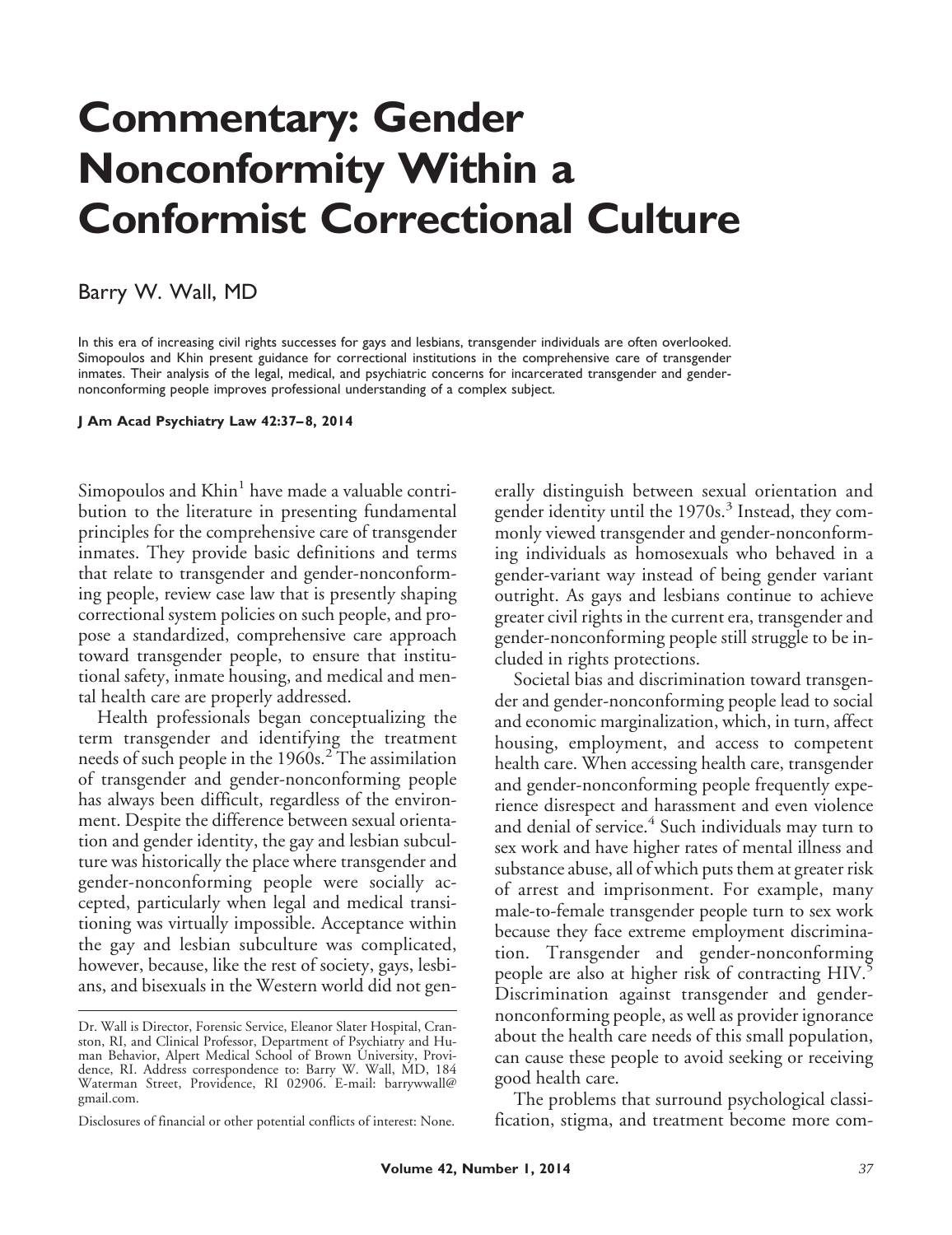# Commentary: Gender Nonconformity Within a Conformist Correctional Culture

Barry W. Wall, MD

In this era of increasing civil rights successes for gays and lesbians, transgender individuals are often overlooked. Simopoulos and Khin present guidance for correctional institutions in the comprehensive care of transgender inmates. Their analysis of the legal, medical, and psychiatric concerns for incarcerated transgender and gender-nonconforming people improves professional understanding of a complex subject.

**J Am Acad Psychiatry Law 42:37–8, 2014**

Simopoulos and Khin[1] have made a valuable contribution to the literature in presenting fundamental principles for the comprehensive care of transgender inmates. They provide basic definitions and terms that relate to transgender and gender-nonconforming people, review case law that is presently shaping correctional system policies on such people, and propose a standardized, comprehensive care approach toward transgender people, to ensure that institutional safety, inmate housing, and medical and mental health care are properly addressed.

Health professionals began conceptualizing the term transgender and identifying the treatment needs of such people in the 1960s.[2] The assimilation of transgender and gender-nonconforming people has always been difficult, regardless of the environment. Despite the difference between sexual orientation and gender identity, the gay and lesbian subculture was historically the place where transgender and gender-nonconforming people were socially accepted, particularly when legal and medical transitioning was virtually impossible. Acceptance within the gay and lesbian subculture was complicated, however, because, like the rest of society, gays, lesbians, and bisexuals in the Western world did not generally distinguish between sexual orientation and gender identity until the 1970s.[3] Instead, they commonly viewed transgender and gender-nonconforming individuals as homosexuals who behaved in a gender-variant way instead of being gender variant outright. As gays and lesbians continue to achieve greater civil rights in the current era, transgender and gender-nonconforming people still struggle to be included in rights protections.

Societal bias and discrimination toward transgender and gender-nonconforming people lead to social and economic marginalization, which, in turn, affect housing, employment, and access to competent health care. When accessing health care, transgender and gender-nonconforming people frequently experience disrespect and harassment and even violence and denial of service.[4] Such individuals may turn to sex work and have higher rates of mental illness and substance abuse, all of which puts them at greater risk of arrest and imprisonment. For example, many male-to-female transgender people turn to sex work because they face extreme employment discrimination. Transgender and gender-nonconforming people are also at higher risk of contracting HIV.[5] Discrimination against transgender and gender-nonconforming people, as well as provider ignorance about the health care needs of this small population, can cause these people to avoid seeking or receiving good health care.

The problems that surround psychological classification, stigma, and treatment become more com-

Dr. Wall is Director, Forensic Service, Eleanor Slater Hospital, Cranston, RI, and Clinical Professor, Department of Psychiatry and Human Behavior, Alpert Medical School of Brown University, Providence, RI. Address correspondence to: Barry W. Wall, MD, 184 Waterman Street, Providence, RI 02906. E-mail: barrywwall@gmail.com.

Disclosures of financial or other potential conflicts of interest: None.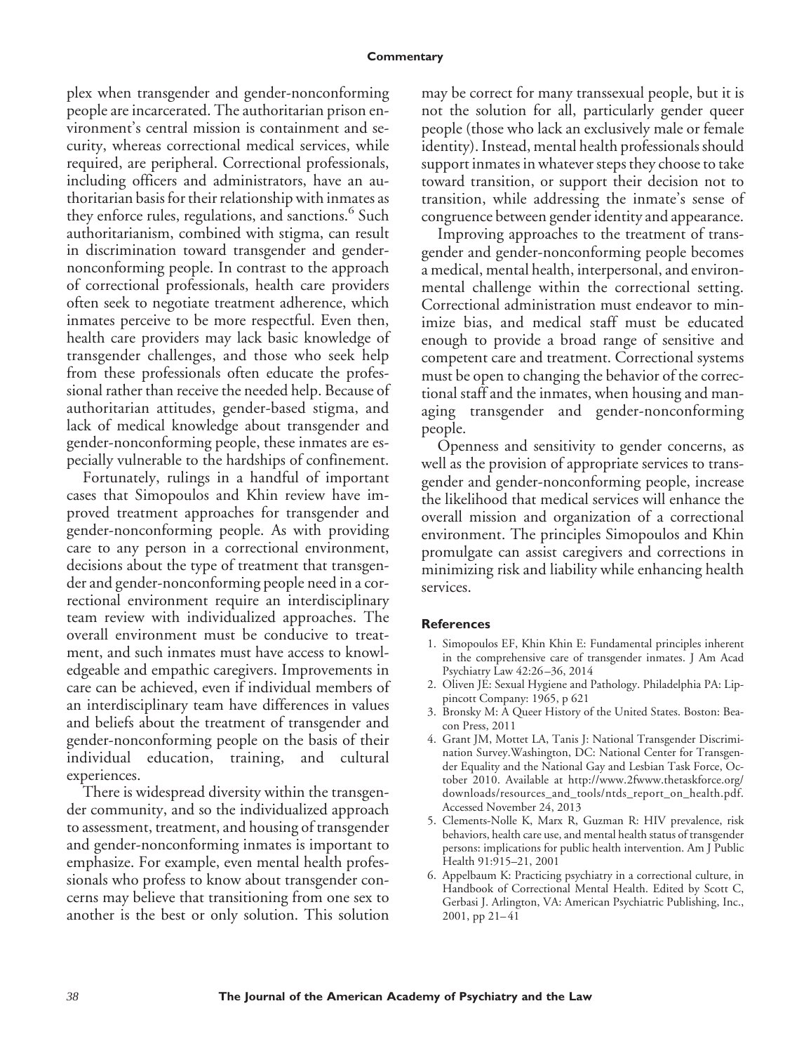plex when transgender and gender-nonconforming people are incarcerated. The authoritarian prison environment's central mission is containment and security, whereas correctional medical services, while required, are peripheral. Correctional professionals, including officers and administrators, have an authoritarian basis for their relationship with inmates as they enforce rules, regulations, and sanctions.[6] Such authoritarianism, combined with stigma, can result in discrimination toward transgender and gender-nonconforming people. In contrast to the approach of correctional professionals, health care providers often seek to negotiate treatment adherence, which inmates perceive to be more respectful. Even then, health care providers may lack basic knowledge of transgender challenges, and those who seek help from these professionals often educate the professional rather than receive the needed help. Because of authoritarian attitudes, gender-based stigma, and lack of medical knowledge about transgender and gender-nonconforming people, these inmates are especially vulnerable to the hardships of confinement.

Fortunately, rulings in a handful of important cases that Simopoulos and Khin review have improved treatment approaches for transgender and gender-nonconforming people. As with providing care to any person in a correctional environment, decisions about the type of treatment that transgender and gender-nonconforming people need in a correctional environment require an interdisciplinary team review with individualized approaches. The overall environment must be conducive to treatment, and such inmates must have access to knowledgeable and empathic caregivers. Improvements in care can be achieved, even if individual members of an interdisciplinary team have differences in values and beliefs about the treatment of transgender and gender-nonconforming people on the basis of their individual education, training, and cultural experiences.

There is widespread diversity within the transgender community, and so the individualized approach to assessment, treatment, and housing of transgender and gender-nonconforming inmates is important to emphasize. For example, even mental health professionals who profess to know about transgender concerns may believe that transitioning from one sex to another is the best or only solution. This solution may be correct for many transsexual people, but it is not the solution for all, particularly gender queer people (those who lack an exclusively male or female identity). Instead, mental health professionals should support inmates in whatever steps they choose to take toward transition, or support their decision not to transition, while addressing the inmate's sense of congruence between gender identity and appearance.

Improving approaches to the treatment of transgender and gender-nonconforming people becomes a medical, mental health, interpersonal, and environmental challenge within the correctional setting. Correctional administration must endeavor to minimize bias, and medical staff must be educated enough to provide a broad range of sensitive and competent care and treatment. Correctional systems must be open to changing the behavior of the correctional staff and the inmates, when housing and managing transgender and gender-nonconforming people.

Openness and sensitivity to gender concerns, as well as the provision of appropriate services to transgender and gender-nonconforming people, increase the likelihood that medical services will enhance the overall mission and organization of a correctional environment. The principles Simopoulos and Khin promulgate can assist caregivers and corrections in minimizing risk and liability while enhancing health services.

## References

1. Simopoulos EF, Khin Khin E: Fundamental principles inherent in the comprehensive care of transgender inmates. J Am Acad Psychiatry Law 42:26–36, 2014
2. Oliven JE: Sexual Hygiene and Pathology. Philadelphia PA: Lippincott Company: 1965, p 621
3. Bronsky M: A Queer History of the United States. Boston: Beacon Press, 2011
4. Grant JM, Mottet LA, Tanis J: National Transgender Discrimination Survey.Washington, DC: National Center for Transgender Equality and the National Gay and Lesbian Task Force, October 2010. Available at http://www.2fwww.thetaskforce.org/downloads/resources_and_tools/ntds_report_on_health.pdf. Accessed November 24, 2013
5. Clements-Nolle K, Marx R, Guzman R: HIV prevalence, risk behaviors, health care use, and mental health status of transgender persons: implications for public health intervention. Am J Public Health 91:915–21, 2001
6. Appelbaum K: Practicing psychiatry in a correctional culture, in Handbook of Correctional Mental Health. Edited by Scott C, Gerbasi J. Arlington, VA: American Psychiatric Publishing, Inc., 2001, pp 21–41